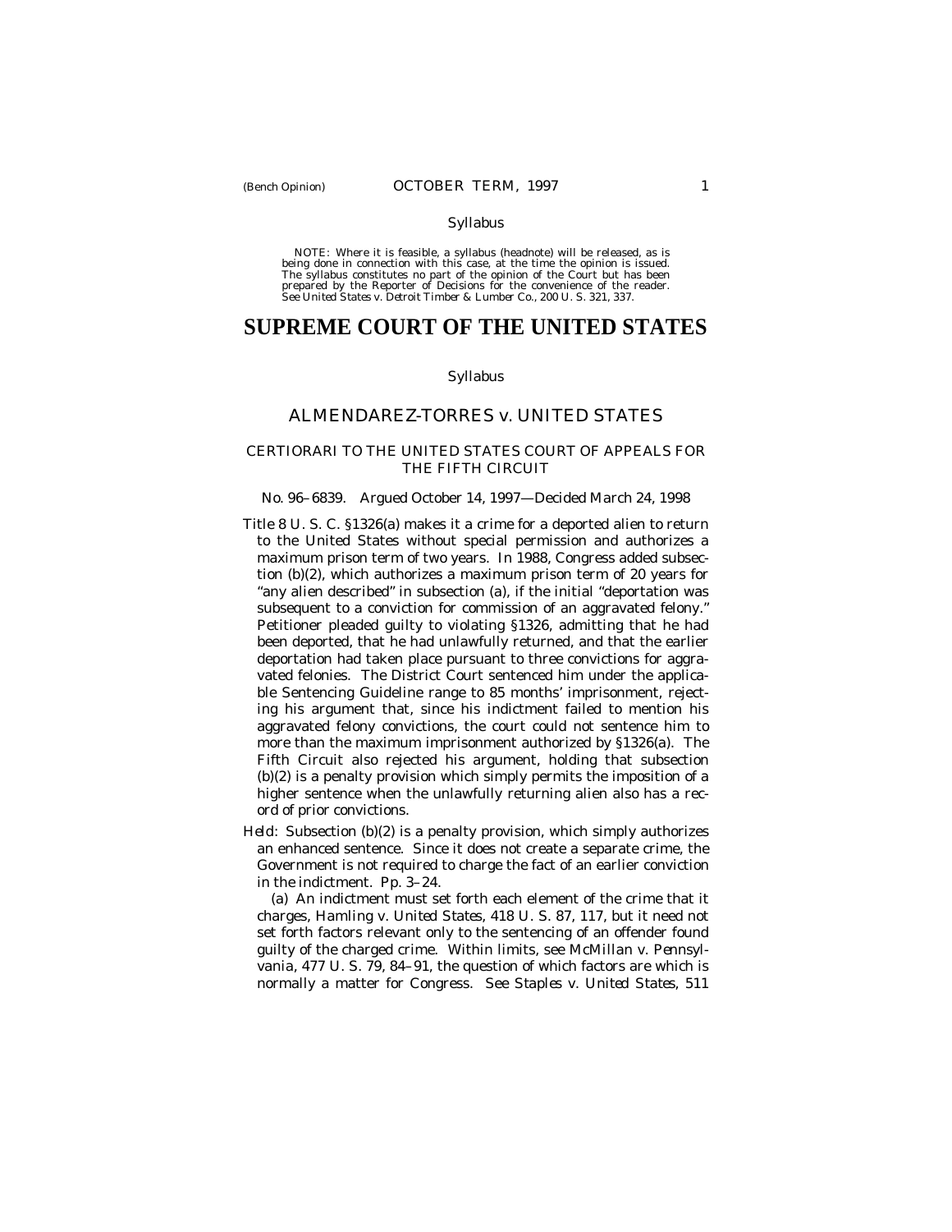Syllabus

NOTE: Where it is feasible, a syllabus (headnote) will be released, as is being done in connection with this case, at the time the opinion is issued. The syllabus constitutes no part of the opinion of the Court but has been prepared by the Reporter of Decisions for the convenience of the reader. See *United States* v. *Detroit Timber & Lumber Co.,* 200 U. S. 321, 337.

# SUPREME COURT OF THE UNITED STATES

Syllabus

## ALMENDAREZ-TORRES *v.* UNITED STATES

### CERTIORARI TO THE UNITED STATES COURT OF APPEALS FOR THE FIFTH CIRCUIT

No. 96–6839. Argued October 14, 1997—Decided March 24, 1998

Title 8 U. S. C. §1326(a) makes it a crime for a deported alien to return to the United States without special permission and authorizes a maximum prison term of two years. In 1988, Congress added subsection (b)(2), which authorizes a maximum prison term of 20 years for "any alien described" in subsection (a), if the initial "deportation was subsequent to a conviction for commission of an aggravated felony." Petitioner pleaded guilty to violating §1326, admitting that he had been deported, that he had unlawfully returned, and that the earlier deportation had taken place pursuant to three convictions for aggravated felonies. The District Court sentenced him under the applicable Sentencing Guideline range to 85 months' imprisonment, rejecting his argument that, since his indictment failed to mention his aggravated felony convictions, the court could not sentence him to more than the maximum imprisonment authorized by §1326(a). The Fifth Circuit also rejected his argument, holding that subsection (b)(2) is a penalty provision which simply permits the imposition of a higher sentence when the unlawfully returning alien also has a record of prior convictions.

*Held:* Subsection (b)(2) is a penalty provision, which simply authorizes an enhanced sentence. Since it does not create a separate crime, the Government is not required to charge the fact of an earlier conviction in the indictment. Pp. 3–24.

(a) An indictment must set forth each element of the crime that it charges, *Hamling* v. *United States,* 418 U. S. 87, 117, but it need not set forth factors relevant only to the sentencing of an offender found guilty of the charged crime. Within limits, see *McMillan* v. *Pennsylvania,* 477 U. S. 79, 84–91, the question of which factors are which is normally a matter for Congress. See *Staples* v. *United States,* 511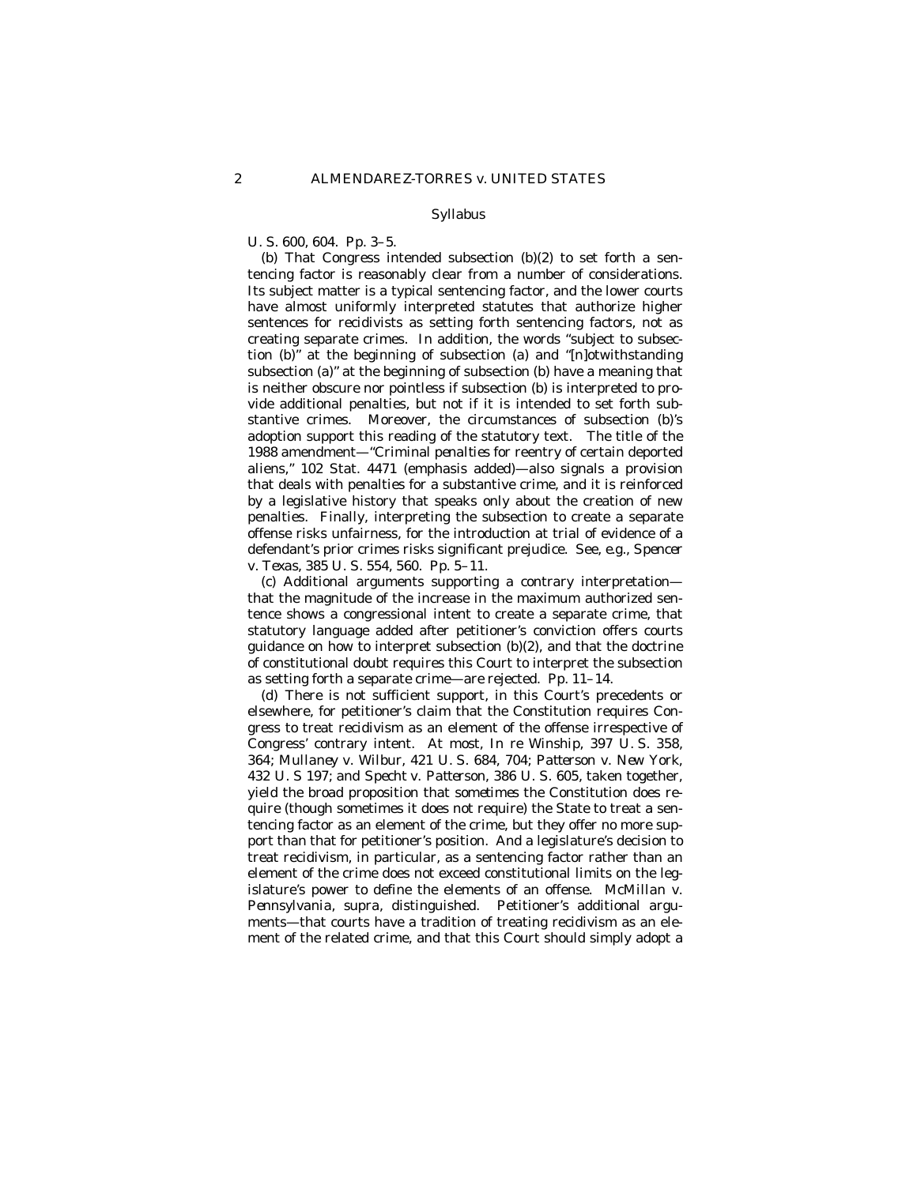U. S. 600, 604. Pp. 3–5.

(b) That Congress intended subsection (b)(2) to set forth a sentencing factor is reasonably clear from a number of considerations. Its subject matter is a typical sentencing factor, and the lower courts have almost uniformly interpreted statutes that authorize higher sentences for recidivists as setting forth sentencing factors, not as creating separate crimes. In addition, the words "subject to subsection (b)" at the beginning of subsection (a) and "[n]otwithstanding subsection (a)" at the beginning of subsection (b) have a meaning that is neither obscure nor pointless if subsection (b) is interpreted to provide additional penalties, but not if it is intended to set forth substantive crimes. Moreover, the circumstances of subsection (b)'s adoption support this reading of the statutory text. The title of the 1988 amendment—"Criminal *penalties* for reentry of certain deported aliens," 102 Stat. 4471 (emphasis added)—also signals a provision that deals with penalties for a substantive crime, and it is reinforced by a legislative history that speaks only about the creation of new penalties. Finally, interpreting the subsection to create a separate offense risks unfairness, for the introduction at trial of evidence of a defendant's prior crimes risks significant prejudice. See, *e.g., Spencer* v. *Texas*, 385 U. S. 554, 560. Pp. 5–11.

(c) Additional arguments supporting a contrary interpretation—that the magnitude of the increase in the maximum authorized sentence shows a congressional intent to create a separate crime, that statutory language added after petitioner's conviction offers courts guidance on how to interpret subsection (b)(2), and that the doctrine of constitutional doubt requires this Court to interpret the subsection as setting forth a separate crime—are rejected. Pp. 11–14.

(d) There is not sufficient support, in this Court's precedents or elsewhere, for petitioner's claim that the Constitution requires Congress to treat recidivism as an element of the offense irrespective of Congress' contrary intent. At most, *In re Winship*, 397 U. S. 358, 364; *Mullaney* v. *Wilbur*, 421 U. S. 684, 704; *Patterson* v. *New York*, 432 U. S 197; and *Specht* v. *Patterson*, 386 U. S. 605, taken together, yield the broad proposition that *sometimes* the Constitution does require (though sometimes it does not require) the State to treat a sentencing factor as an element of the crime, but they offer no more support than that for petitioner's position. And a legislature's decision to treat recidivism, in particular, as a sentencing factor rather than an element of the crime does not exceed constitutional limits on the legislature's power to define the elements of an offense. *McMillan* v. *Pennsylvania*, *supra*, distinguished. Petitioner's additional arguments—that courts have a tradition of treating recidivism as an element of the related crime, and that this Court should simply adopt a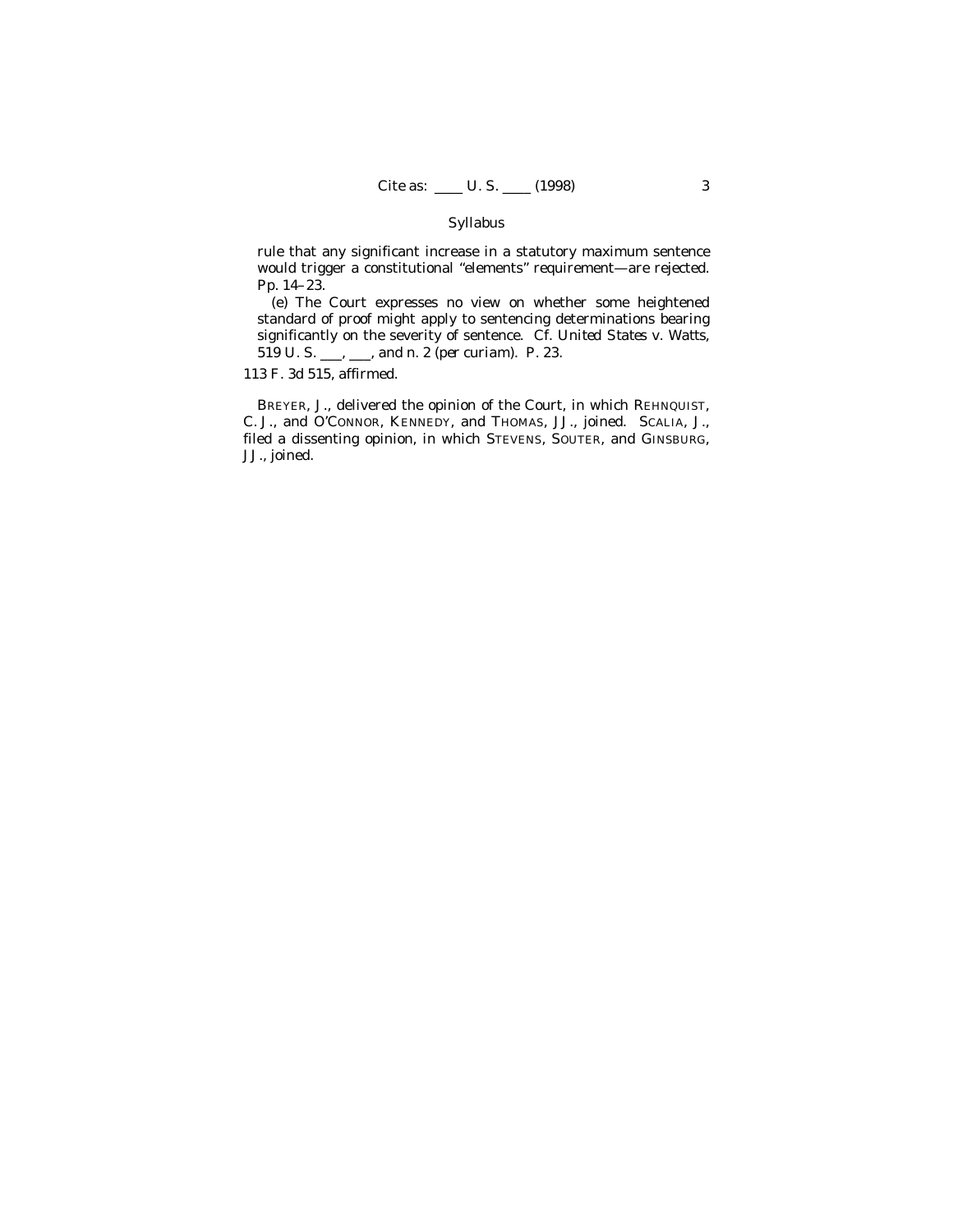rule that any significant increase in a statutory maximum sentence would trigger a constitutional "elements" requirement—are rejected. Pp. 14–23.

(e) The Court expresses no view on whether some heightened standard of proof might apply to sentencing determinations bearing significantly on the severity of sentence. Cf. *United States* v. *Watts*, 519 U. S. ___, ___, and n. 2 (*per curiam*). P. 23.

113 F. 3d 515, affirmed.

BREYER, J., delivered the opinion of the Court, in which REHNQUIST, C. J., and O'CONNOR, KENNEDY, and THOMAS, JJ., joined. SCALIA, J., filed a dissenting opinion, in which STEVENS, SOUTER, and GINSBURG, JJ., joined.